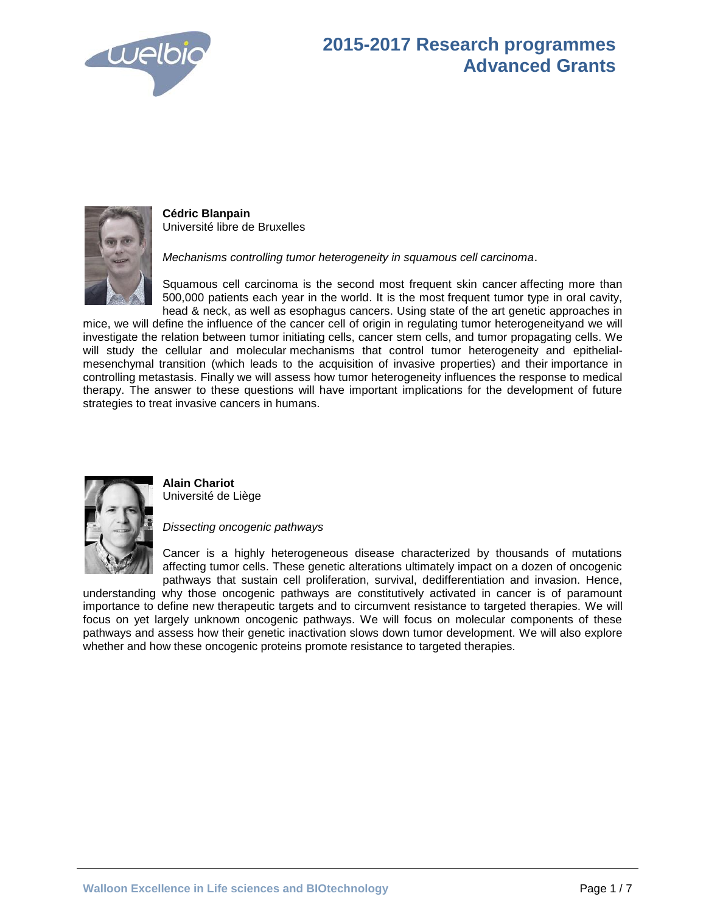# 2015-2017 Research programmes
# Advanced Grants

**Cédric Blanpain**
Université libre de Bruxelles

*Mechanisms controlling tumor heterogeneity in squamous cell carcinoma*.

Squamous cell carcinoma is the second most frequent skin cancer affecting more than 500,000 patients each year in the world. It is the most frequent tumor type in oral cavity, head & neck, as well as esophagus cancers. Using state of the art genetic approaches in mice, we will define the influence of the cancer cell of origin in regulating tumor heterogeneityand we will investigate the relation between tumor initiating cells, cancer stem cells, and tumor propagating cells. We will study the cellular and molecular mechanisms that control tumor heterogeneity and epithelial-mesenchymal transition (which leads to the acquisition of invasive properties) and their importance in controlling metastasis. Finally we will assess how tumor heterogeneity influences the response to medical therapy. The answer to these questions will have important implications for the development of future strategies to treat invasive cancers in humans.

**Alain Chariot**
Université de Liège

*Dissecting oncogenic pathways*

Cancer is a highly heterogeneous disease characterized by thousands of mutations affecting tumor cells. These genetic alterations ultimately impact on a dozen of oncogenic pathways that sustain cell proliferation, survival, dedifferentiation and invasion. Hence, understanding why those oncogenic pathways are constitutively activated in cancer is of paramount importance to define new therapeutic targets and to circumvent resistance to targeted therapies. We will focus on yet largely unknown oncogenic pathways. We will focus on molecular components of these pathways and assess how their genetic inactivation slows down tumor development. We will also explore whether and how these oncogenic proteins promote resistance to targeted therapies.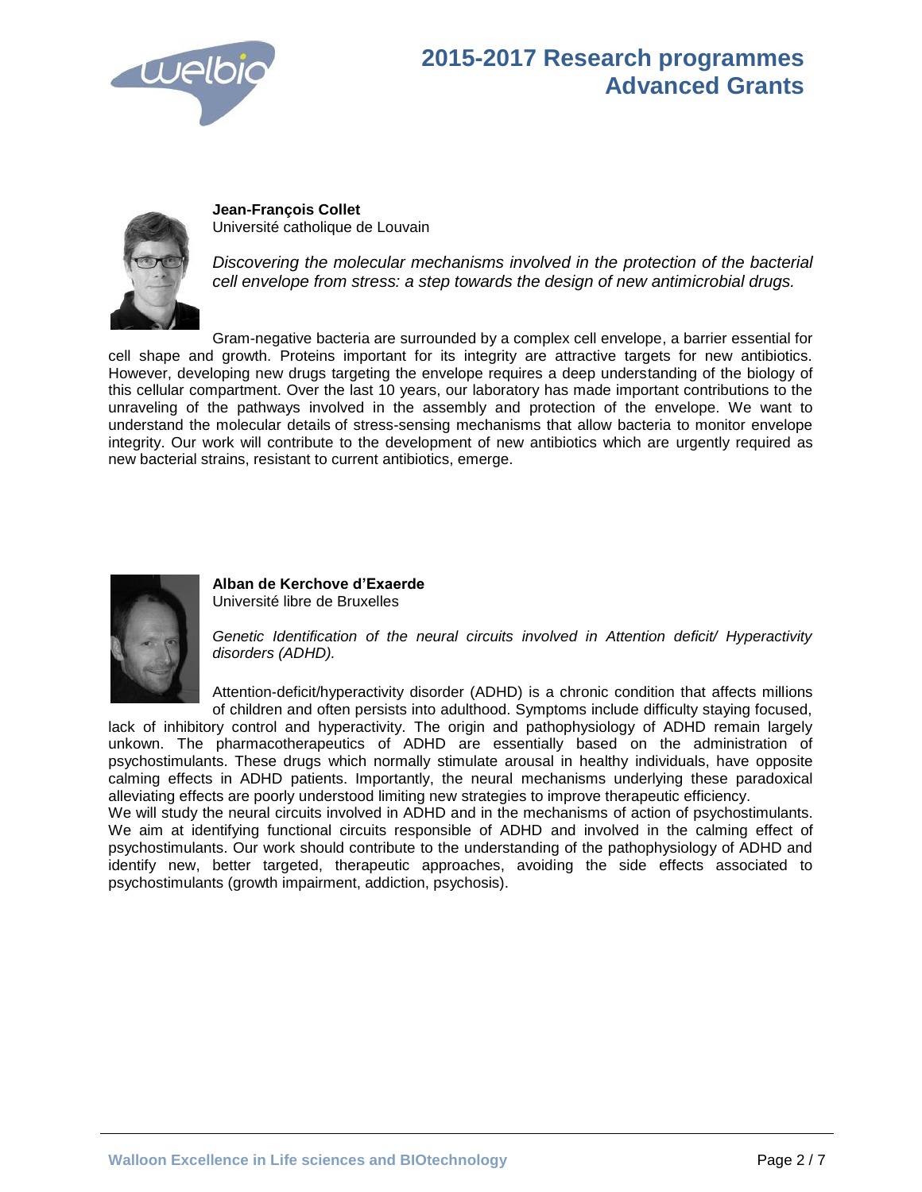# 2015-2017 Research programmes
## Advanced Grants

**Jean-François Collet**
Université catholique de Louvain

*Discovering the molecular mechanisms involved in the protection of the bacterial cell envelope from stress: a step towards the design of new antimicrobial drugs.*

Gram-negative bacteria are surrounded by a complex cell envelope, a barrier essential for cell shape and growth. Proteins important for its integrity are attractive targets for new antibiotics. However, developing new drugs targeting the envelope requires a deep understanding of the biology of this cellular compartment. Over the last 10 years, our laboratory has made important contributions to the unraveling of the pathways involved in the assembly and protection of the envelope. We want to understand the molecular details of stress-sensing mechanisms that allow bacteria to monitor envelope integrity. Our work will contribute to the development of new antibiotics which are urgently required as new bacterial strains, resistant to current antibiotics, emerge.

**Alban de Kerchove d'Exaerde**
Université libre de Bruxelles

*Genetic Identification of the neural circuits involved in Attention deficit/ Hyperactivity disorders (ADHD).*

Attention-deficit/hyperactivity disorder (ADHD) is a chronic condition that affects millions of children and often persists into adulthood. Symptoms include difficulty staying focused, lack of inhibitory control and hyperactivity. The origin and pathophysiology of ADHD remain largely unkown. The pharmacotherapeutics of ADHD are essentially based on the administration of psychostimulants. These drugs which normally stimulate arousal in healthy individuals, have opposite calming effects in ADHD patients. Importantly, the neural mechanisms underlying these paradoxical alleviating effects are poorly understood limiting new strategies to improve therapeutic efficiency.
We will study the neural circuits involved in ADHD and in the mechanisms of action of psychostimulants. We aim at identifying functional circuits responsible of ADHD and involved in the calming effect of psychostimulants. Our work should contribute to the understanding of the pathophysiology of ADHD and identify new, better targeted, therapeutic approaches, avoiding the side effects associated to psychostimulants (growth impairment, addiction, psychosis).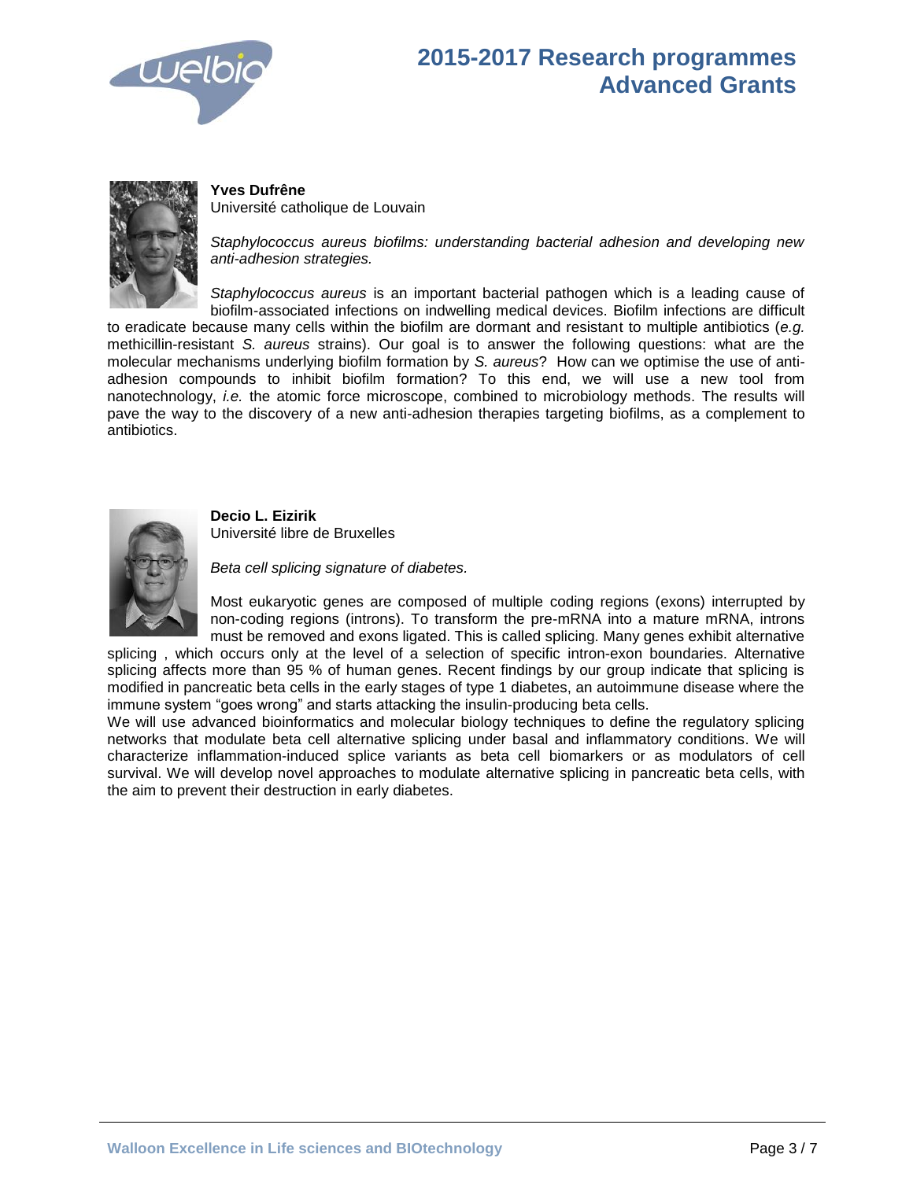**Yves Dufrêne**
Université catholique de Louvain

*Staphylococcus aureus biofilms: understanding bacterial adhesion and developing new anti-adhesion strategies.*

*Staphylococcus aureus* is an important bacterial pathogen which is a leading cause of biofilm-associated infections on indwelling medical devices. Biofilm infections are difficult to eradicate because many cells within the biofilm are dormant and resistant to multiple antibiotics (*e.g.* methicillin-resistant *S. aureus* strains). Our goal is to answer the following questions: what are the molecular mechanisms underlying biofilm formation by *S. aureus*? How can we optimise the use of anti-adhesion compounds to inhibit biofilm formation? To this end, we will use a new tool from nanotechnology, *i.e.* the atomic force microscope, combined to microbiology methods. The results will pave the way to the discovery of a new anti-adhesion therapies targeting biofilms, as a complement to antibiotics.

**Decio L. Eizirik**
Université libre de Bruxelles

*Beta cell splicing signature of diabetes.*

Most eukaryotic genes are composed of multiple coding regions (exons) interrupted by non-coding regions (introns). To transform the pre-mRNA into a mature mRNA, introns must be removed and exons ligated. This is called splicing. Many genes exhibit alternative splicing , which occurs only at the level of a selection of specific intron-exon boundaries. Alternative splicing affects more than 95 % of human genes. Recent findings by our group indicate that splicing is modified in pancreatic beta cells in the early stages of type 1 diabetes, an autoimmune disease where the immune system "goes wrong" and starts attacking the insulin-producing beta cells.

We will use advanced bioinformatics and molecular biology techniques to define the regulatory splicing networks that modulate beta cell alternative splicing under basal and inflammatory conditions. We will characterize inflammation-induced splice variants as beta cell biomarkers or as modulators of cell survival. We will develop novel approaches to modulate alternative splicing in pancreatic beta cells, with the aim to prevent their destruction in early diabetes.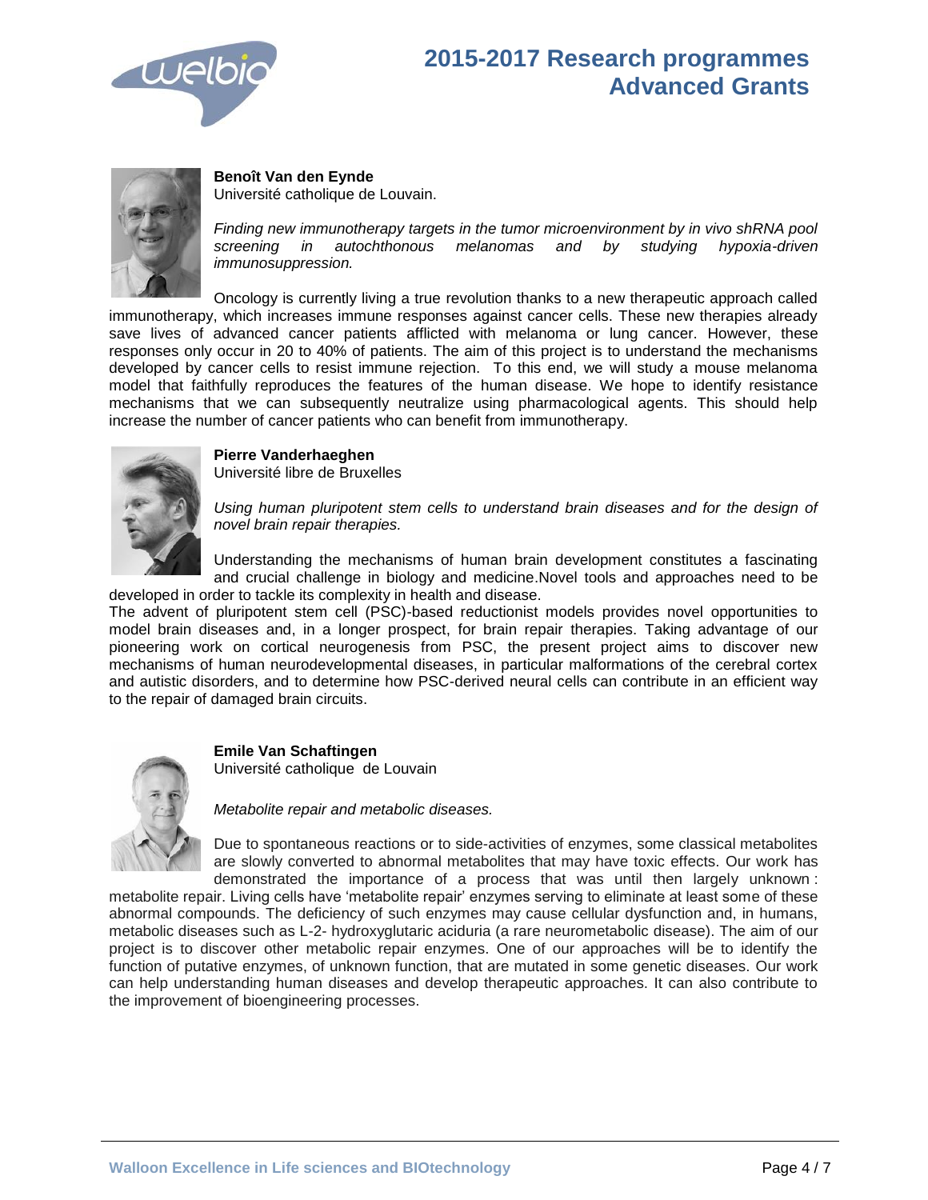# 2015-2017 Research programmes Advanced Grants

**Benoît Van den Eynde**
Université catholique de Louvain.

*Finding new immunotherapy targets in the tumor microenvironment by in vivo shRNA pool screening in autochthonous melanomas and by studying hypoxia-driven immunosuppression.*

Oncology is currently living a true revolution thanks to a new therapeutic approach called immunotherapy, which increases immune responses against cancer cells. These new therapies already save lives of advanced cancer patients afflicted with melanoma or lung cancer. However, these responses only occur in 20 to 40% of patients. The aim of this project is to understand the mechanisms developed by cancer cells to resist immune rejection. To this end, we will study a mouse melanoma model that faithfully reproduces the features of the human disease. We hope to identify resistance mechanisms that we can subsequently neutralize using pharmacological agents. This should help increase the number of cancer patients who can benefit from immunotherapy.

**Pierre Vanderhaeghen**
Université libre de Bruxelles

*Using human pluripotent stem cells to understand brain diseases and for the design of novel brain repair therapies.*

Understanding the mechanisms of human brain development constitutes a fascinating and crucial challenge in biology and medicine.Novel tools and approaches need to be developed in order to tackle its complexity in health and disease.
The advent of pluripotent stem cell (PSC)-based reductionist models provides novel opportunities to model brain diseases and, in a longer prospect, for brain repair therapies. Taking advantage of our pioneering work on cortical neurogenesis from PSC, the present project aims to discover new mechanisms of human neurodevelopmental diseases, in particular malformations of the cerebral cortex and autistic disorders, and to determine how PSC-derived neural cells can contribute in an efficient way to the repair of damaged brain circuits.

**Emile Van Schaftingen**
Université catholique de Louvain

*Metabolite repair and metabolic diseases.*

Due to spontaneous reactions or to side-activities of enzymes, some classical metabolites are slowly converted to abnormal metabolites that may have toxic effects. Our work has demonstrated the importance of a process that was until then largely unknown : metabolite repair. Living cells have 'metabolite repair' enzymes serving to eliminate at least some of these abnormal compounds. The deficiency of such enzymes may cause cellular dysfunction and, in humans, metabolic diseases such as L-2- hydroxyglutaric aciduria (a rare neurometabolic disease). The aim of our project is to discover other metabolic repair enzymes. One of our approaches will be to identify the function of putative enzymes, of unknown function, that are mutated in some genetic diseases. Our work can help understanding human diseases and develop therapeutic approaches. It can also contribute to the improvement of bioengineering processes.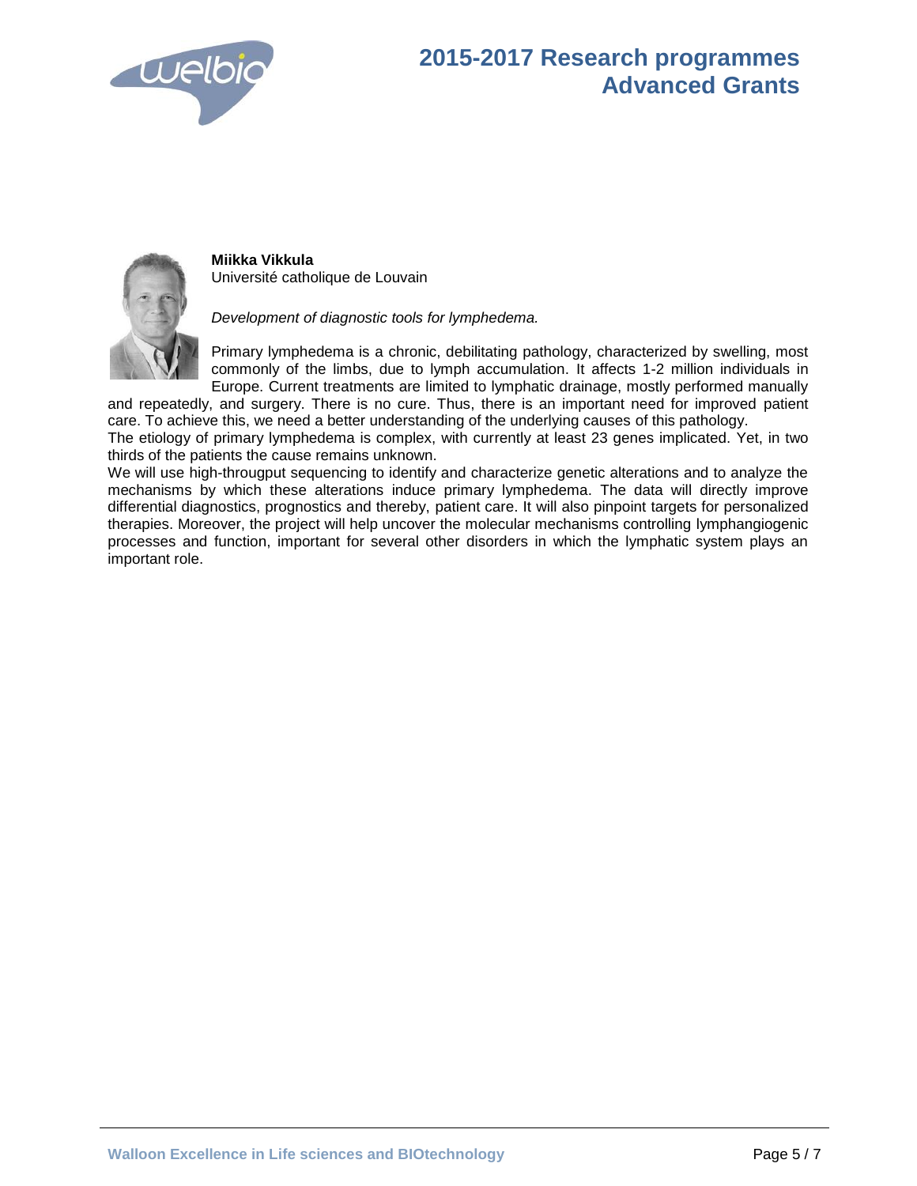**Miikka Vikkula**
Université catholique de Louvain

*Development of diagnostic tools for lymphedema.*

Primary lymphedema is a chronic, debilitating pathology, characterized by swelling, most commonly of the limbs, due to lymph accumulation. It affects 1-2 million individuals in Europe. Current treatments are limited to lymphatic drainage, mostly performed manually and repeatedly, and surgery. There is no cure. Thus, there is an important need for improved patient care. To achieve this, we need a better understanding of the underlying causes of this pathology.
The etiology of primary lymphedema is complex, with currently at least 23 genes implicated. Yet, in two thirds of the patients the cause remains unknown.
We will use high-througput sequencing to identify and characterize genetic alterations and to analyze the mechanisms by which these alterations induce primary lymphedema. The data will directly improve differential diagnostics, prognostics and thereby, patient care. It will also pinpoint targets for personalized therapies. Moreover, the project will help uncover the molecular mechanisms controlling lymphangiogenic processes and function, important for several other disorders in which the lymphatic system plays an important role.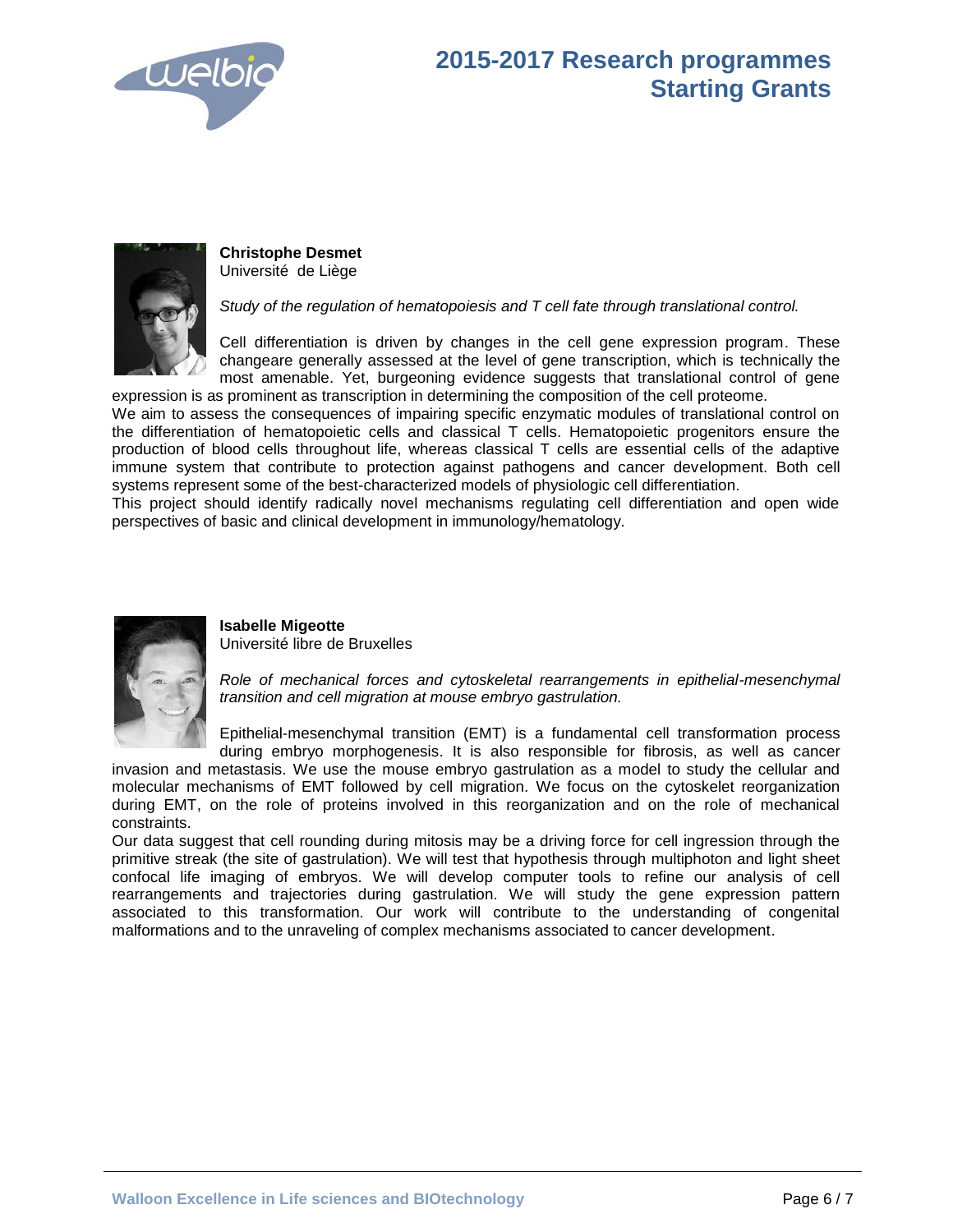# 2015-2017 Research programmes Starting Grants

**Christophe Desmet**
Université de Liège

*Study of the regulation of hematopoiesis and T cell fate through translational control.*

Cell differentiation is driven by changes in the cell gene expression program. These changeare generally assessed at the level of gene transcription, which is technically the most amenable. Yet, burgeoning evidence suggests that translational control of gene expression is as prominent as transcription in determining the composition of the cell proteome.
We aim to assess the consequences of impairing specific enzymatic modules of translational control on the differentiation of hematopoietic cells and classical T cells. Hematopoietic progenitors ensure the production of blood cells throughout life, whereas classical T cells are essential cells of the adaptive immune system that contribute to protection against pathogens and cancer development. Both cell systems represent some of the best-characterized models of physiologic cell differentiation.
This project should identify radically novel mechanisms regulating cell differentiation and open wide perspectives of basic and clinical development in immunology/hematology.

**Isabelle Migeotte**
Université libre de Bruxelles

*Role of mechanical forces and cytoskeletal rearrangements in epithelial-mesenchymal transition and cell migration at mouse embryo gastrulation.*

Epithelial-mesenchymal transition (EMT) is a fundamental cell transformation process during embryo morphogenesis. It is also responsible for fibrosis, as well as cancer invasion and metastasis. We use the mouse embryo gastrulation as a model to study the cellular and molecular mechanisms of EMT followed by cell migration. We focus on the cytoskelet reorganization during EMT, on the role of proteins involved in this reorganization and on the role of mechanical constraints.
Our data suggest that cell rounding during mitosis may be a driving force for cell ingression through the primitive streak (the site of gastrulation). We will test that hypothesis through multiphoton and light sheet confocal life imaging of embryos. We will develop computer tools to refine our analysis of cell rearrangements and trajectories during gastrulation. We will study the gene expression pattern associated to this transformation. Our work will contribute to the understanding of congenital malformations and to the unraveling of complex mechanisms associated to cancer development.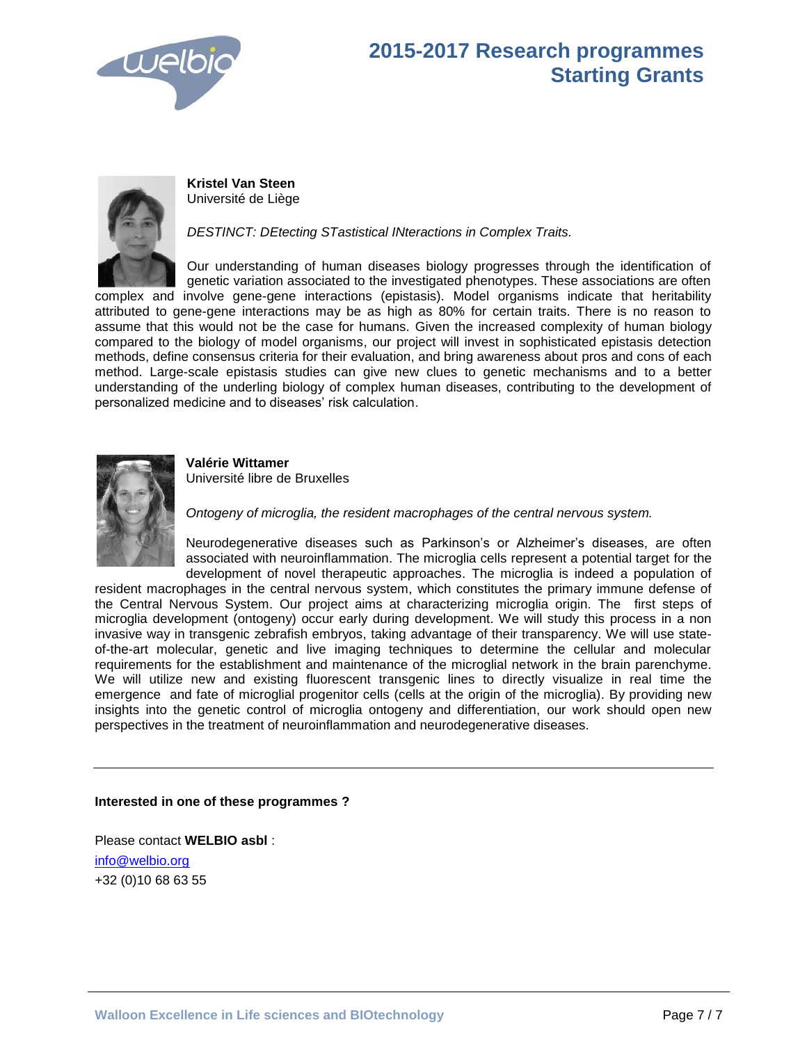**Kristel Van Steen**
Université de Liège

*DESTINCT: DEtecting STastistical INteractions in Complex Traits.*

Our understanding of human diseases biology progresses through the identification of genetic variation associated to the investigated phenotypes. These associations are often complex and involve gene-gene interactions (epistasis). Model organisms indicate that heritability attributed to gene-gene interactions may be as high as 80% for certain traits. There is no reason to assume that this would not be the case for humans. Given the increased complexity of human biology compared to the biology of model organisms, our project will invest in sophisticated epistasis detection methods, define consensus criteria for their evaluation, and bring awareness about pros and cons of each method. Large-scale epistasis studies can give new clues to genetic mechanisms and to a better understanding of the underling biology of complex human diseases, contributing to the development of personalized medicine and to diseases' risk calculation.

**Valérie Wittamer**
Université libre de Bruxelles

*Ontogeny of microglia, the resident macrophages of the central nervous system.*

Neurodegenerative diseases such as Parkinson's or Alzheimer's diseases, are often associated with neuroinflammation. The microglia cells represent a potential target for the development of novel therapeutic approaches. The microglia is indeed a population of resident macrophages in the central nervous system, which constitutes the primary immune defense of the Central Nervous System. Our project aims at characterizing microglia origin. The first steps of microglia development (ontogeny) occur early during development. We will study this process in a non invasive way in transgenic zebrafish embryos, taking advantage of their transparency. We will use state-of-the-art molecular, genetic and live imaging techniques to determine the cellular and molecular requirements for the establishment and maintenance of the microglial network in the brain parenchyme. We will utilize new and existing fluorescent transgenic lines to directly visualize in real time the emergence and fate of microglial progenitor cells (cells at the origin of the microglia). By providing new insights into the genetic control of microglia ontogeny and differentiation, our work should open new perspectives in the treatment of neuroinflammation and neurodegenerative diseases.

---

**Interested in one of these programmes ?**

Please contact **WELBIO asbl** :
info@welbio.org
+32 (0)10 68 63 55